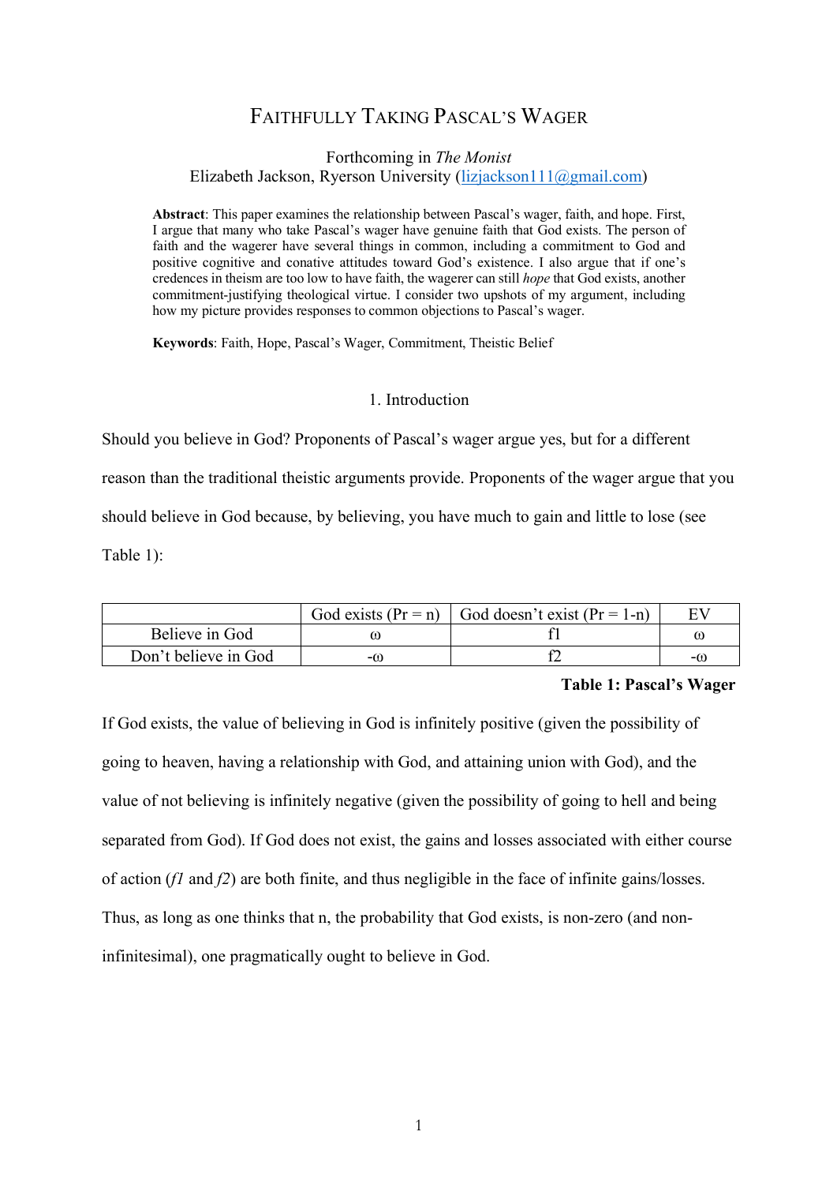# FAITHFULLY TAKING PASCAL'S WAGER

Forthcoming in *The Monist*
Elizabeth Jackson, Ryerson University (lizjackson111@gmail.com)

**Abstract**: This paper examines the relationship between Pascal's wager, faith, and hope. First, I argue that many who take Pascal's wager have genuine faith that God exists. The person of faith and the wagerer have several things in common, including a commitment to God and positive cognitive and conative attitudes toward God's existence. I also argue that if one's credences in theism are too low to have faith, the wagerer can still *hope* that God exists, another commitment-justifying theological virtue. I consider two upshots of my argument, including how my picture provides responses to common objections to Pascal's wager.

**Keywords**: Faith, Hope, Pascal's Wager, Commitment, Theistic Belief

## 1. Introduction

Should you believe in God? Proponents of Pascal's wager argue yes, but for a different reason than the traditional theistic arguments provide. Proponents of the wager argue that you should believe in God because, by believing, you have much to gain and little to lose (see Table 1):

| | God exists (Pr = n) | God doesn't exist (Pr = 1-n) | EV |
|---|---|---|---|
| Believe in God | $\omega$ | f1 | $\omega$ |
| Don't believe in God | $-\omega$ | f2 | $-\omega$ |

**Table 1: Pascal's Wager**

If God exists, the value of believing in God is infinitely positive (given the possibility of going to heaven, having a relationship with God, and attaining union with God), and the value of not believing is infinitely negative (given the possibility of going to hell and being separated from God). If God does not exist, the gains and losses associated with either course of action (*f1* and *f2*) are both finite, and thus negligible in the face of infinite gains/losses. Thus, as long as one thinks that n, the probability that God exists, is non-zero (and non-infinitesimal), one pragmatically ought to believe in God.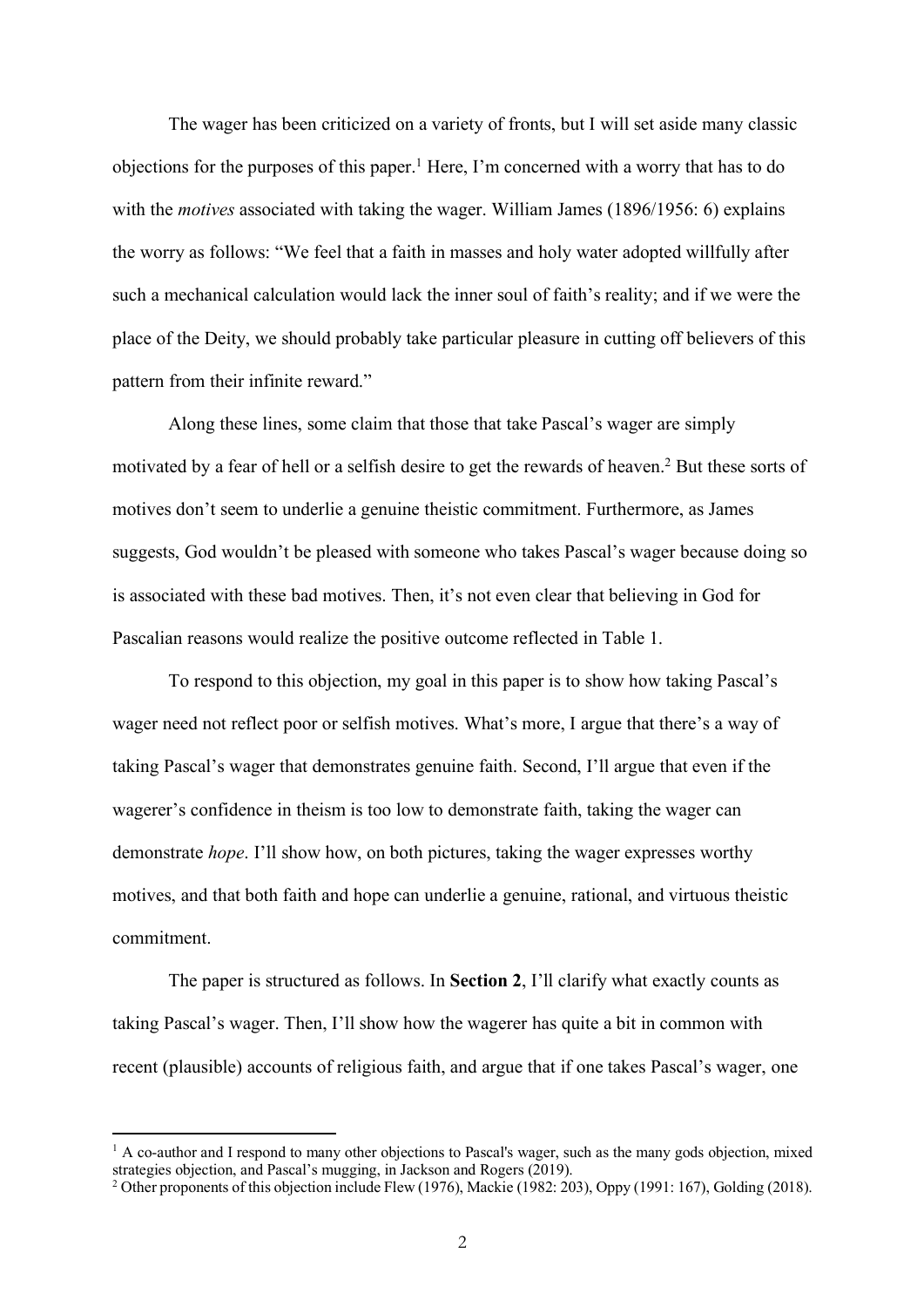The wager has been criticized on a variety of fronts, but I will set aside many classic objections for the purposes of this paper.[1] Here, I'm concerned with a worry that has to do with the *motives* associated with taking the wager. William James (1896/1956: 6) explains the worry as follows: "We feel that a faith in masses and holy water adopted willfully after such a mechanical calculation would lack the inner soul of faith's reality; and if we were the place of the Deity, we should probably take particular pleasure in cutting off believers of this pattern from their infinite reward."

Along these lines, some claim that those that take Pascal's wager are simply motivated by a fear of hell or a selfish desire to get the rewards of heaven.[2] But these sorts of motives don't seem to underlie a genuine theistic commitment. Furthermore, as James suggests, God wouldn't be pleased with someone who takes Pascal's wager because doing so is associated with these bad motives. Then, it's not even clear that believing in God for Pascalian reasons would realize the positive outcome reflected in Table 1.

To respond to this objection, my goal in this paper is to show how taking Pascal's wager need not reflect poor or selfish motives. What's more, I argue that there's a way of taking Pascal's wager that demonstrates genuine faith. Second, I'll argue that even if the wagerer's confidence in theism is too low to demonstrate faith, taking the wager can demonstrate *hope*. I'll show how, on both pictures, taking the wager expresses worthy motives, and that both faith and hope can underlie a genuine, rational, and virtuous theistic commitment.

The paper is structured as follows. In **Section 2**, I'll clarify what exactly counts as taking Pascal's wager. Then, I'll show how the wagerer has quite a bit in common with recent (plausible) accounts of religious faith, and argue that if one takes Pascal's wager, one

---

[1] A co-author and I respond to many other objections to Pascal's wager, such as the many gods objection, mixed strategies objection, and Pascal's mugging, in Jackson and Rogers (2019).

[2] Other proponents of this objection include Flew (1976), Mackie (1982: 203), Oppy (1991: 167), Golding (2018).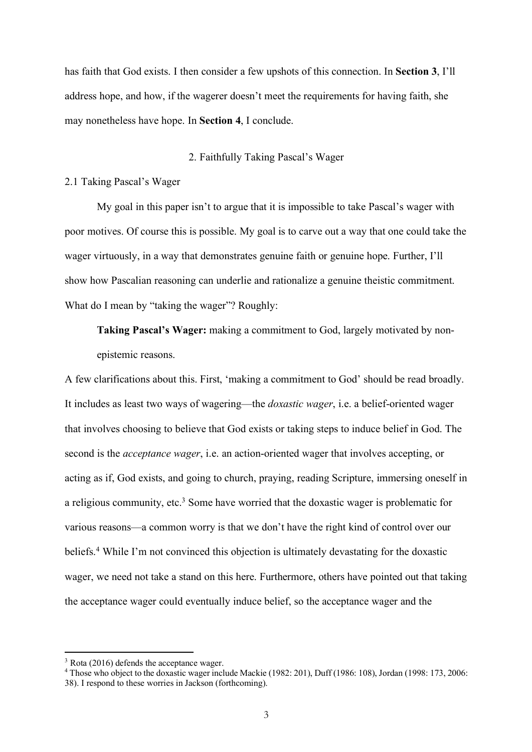has faith that God exists. I then consider a few upshots of this connection. In **Section 3**, I'll address hope, and how, if the wagerer doesn't meet the requirements for having faith, she may nonetheless have hope. In **Section 4**, I conclude.

## 2. Faithfully Taking Pascal's Wager

### 2.1 Taking Pascal's Wager

My goal in this paper isn't to argue that it is impossible to take Pascal's wager with poor motives. Of course this is possible. My goal is to carve out a way that one could take the wager virtuously, in a way that demonstrates genuine faith or genuine hope. Further, I'll show how Pascalian reasoning can underlie and rationalize a genuine theistic commitment. What do I mean by "taking the wager"? Roughly:

> **Taking Pascal's Wager:** making a commitment to God, largely motivated by non-epistemic reasons.

A few clarifications about this. First, 'making a commitment to God' should be read broadly. It includes as least two ways of wagering—the *doxastic wager*, i.e. a belief-oriented wager that involves choosing to believe that God exists or taking steps to induce belief in God. The second is the *acceptance wager*, i.e. an action-oriented wager that involves accepting, or acting as if, God exists, and going to church, praying, reading Scripture, immersing oneself in a religious community, etc.[3] Some have worried that the doxastic wager is problematic for various reasons—a common worry is that we don't have the right kind of control over our beliefs.[4] While I'm not convinced this objection is ultimately devastating for the doxastic wager, we need not take a stand on this here. Furthermore, others have pointed out that taking the acceptance wager could eventually induce belief, so the acceptance wager and the

---

[3] Rota (2016) defends the acceptance wager.

[4] Those who object to the doxastic wager include Mackie (1982: 201), Duff (1986: 108), Jordan (1998: 173, 2006: 38). I respond to these worries in Jackson (forthcoming).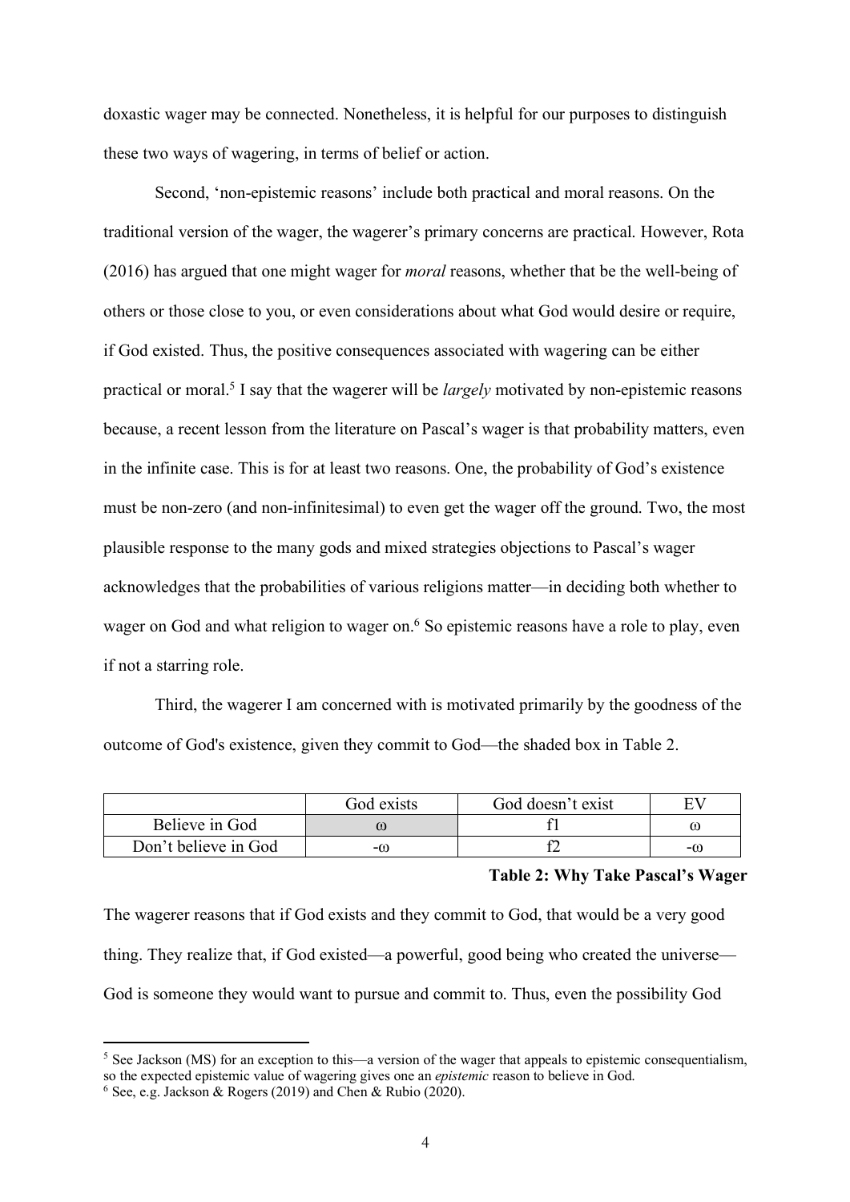doxastic wager may be connected. Nonetheless, it is helpful for our purposes to distinguish these two ways of wagering, in terms of belief or action.

Second, 'non-epistemic reasons' include both practical and moral reasons. On the traditional version of the wager, the wagerer's primary concerns are practical. However, Rota (2016) has argued that one might wager for *moral* reasons, whether that be the well-being of others or those close to you, or even considerations about what God would desire or require, if God existed. Thus, the positive consequences associated with wagering can be either practical or moral.[5] I say that the wagerer will be *largely* motivated by non-epistemic reasons because, a recent lesson from the literature on Pascal's wager is that probability matters, even in the infinite case. This is for at least two reasons. One, the probability of God's existence must be non-zero (and non-infinitesimal) to even get the wager off the ground. Two, the most plausible response to the many gods and mixed strategies objections to Pascal's wager acknowledges that the probabilities of various religions matter—in deciding both whether to wager on God and what religion to wager on.[6] So epistemic reasons have a role to play, even if not a starring role.

Third, the wagerer I am concerned with is motivated primarily by the goodness of the outcome of God's existence, given they commit to God—the shaded box in Table 2.

| | God exists | God doesn't exist | EV |
|---|---|---|---|
| Believe in God | $\omega$ | f1 | $\omega$ |
| Don't believe in God | $-\omega$ | f2 | $-\omega$ |

**Table 2: Why Take Pascal's Wager**

The wagerer reasons that if God exists and they commit to God, that would be a very good thing. They realize that, if God existed—a powerful, good being who created the universe—God is someone they would want to pursue and commit to. Thus, even the possibility God

[5] See Jackson (MS) for an exception to this—a version of the wager that appeals to epistemic consequentialism, so the expected epistemic value of wagering gives one an *epistemic* reason to believe in God.

[6] See, e.g. Jackson & Rogers (2019) and Chen & Rubio (2020).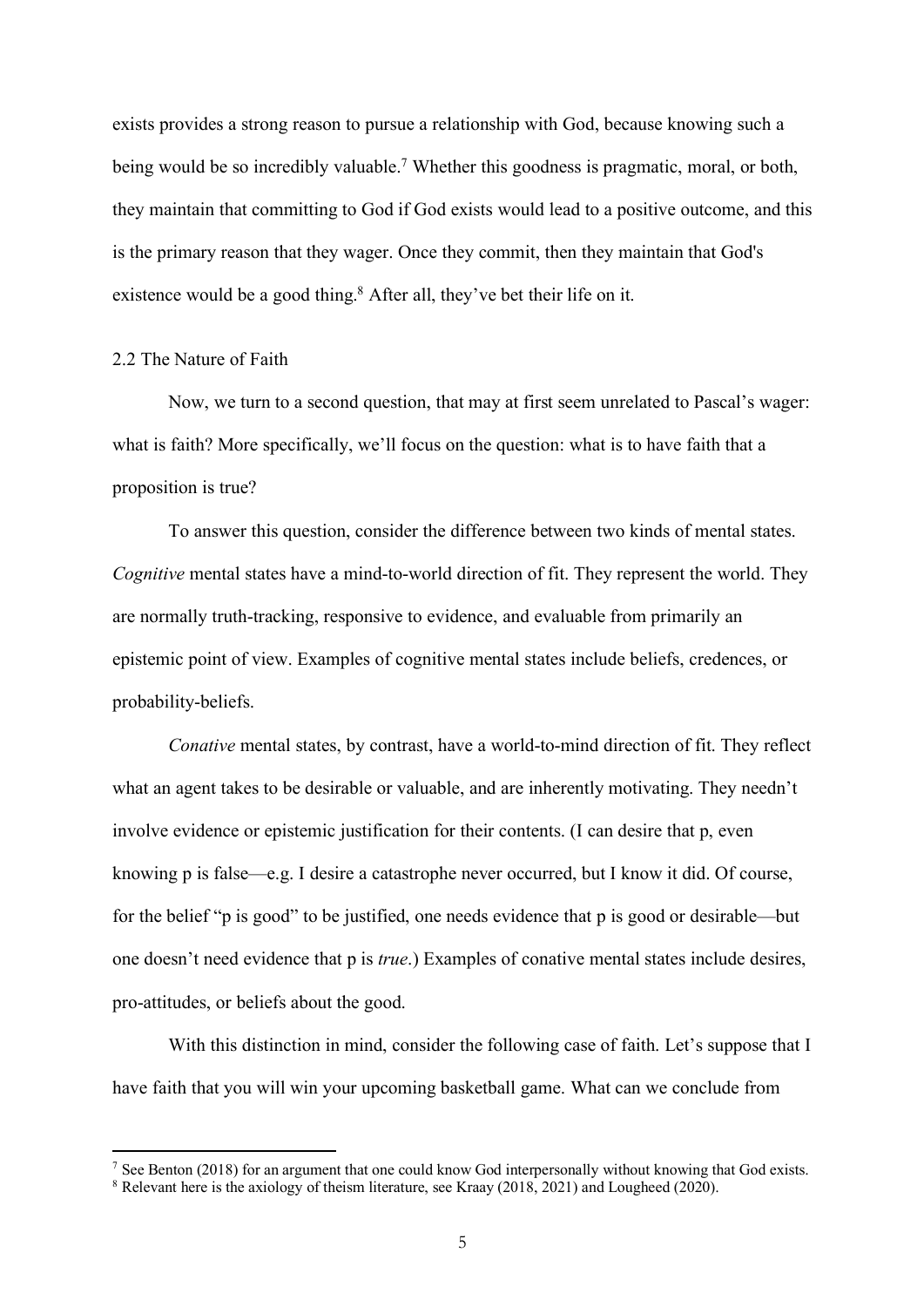exists provides a strong reason to pursue a relationship with God, because knowing such a being would be so incredibly valuable.[7] Whether this goodness is pragmatic, moral, or both, they maintain that committing to God if God exists would lead to a positive outcome, and this is the primary reason that they wager. Once they commit, then they maintain that God's existence would be a good thing.[8] After all, they've bet their life on it.

## 2.2 The Nature of Faith

Now, we turn to a second question, that may at first seem unrelated to Pascal's wager: what is faith? More specifically, we'll focus on the question: what is to have faith that a proposition is true?

To answer this question, consider the difference between two kinds of mental states. *Cognitive* mental states have a mind-to-world direction of fit. They represent the world. They are normally truth-tracking, responsive to evidence, and evaluable from primarily an epistemic point of view. Examples of cognitive mental states include beliefs, credences, or probability-beliefs.

*Conative* mental states, by contrast, have a world-to-mind direction of fit. They reflect what an agent takes to be desirable or valuable, and are inherently motivating. They needn't involve evidence or epistemic justification for their contents. (I can desire that p, even knowing p is false—e.g. I desire a catastrophe never occurred, but I know it did. Of course, for the belief "p is good" to be justified, one needs evidence that p is good or desirable—but one doesn't need evidence that p is *true*.) Examples of conative mental states include desires, pro-attitudes, or beliefs about the good.

With this distinction in mind, consider the following case of faith. Let's suppose that I have faith that you will win your upcoming basketball game. What can we conclude from

[7] See Benton (2018) for an argument that one could know God interpersonally without knowing that God exists.

[8] Relevant here is the axiology of theism literature, see Kraay (2018, 2021) and Lougheed (2020).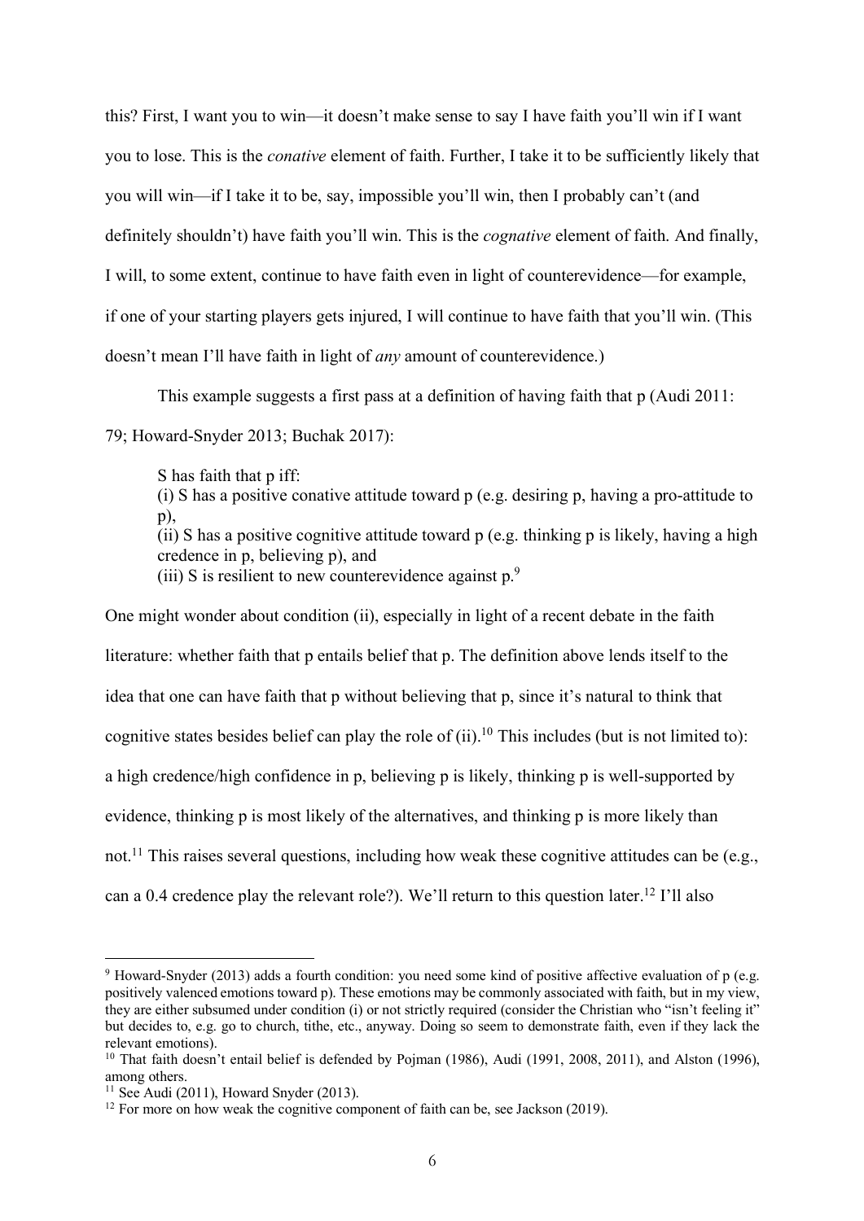this? First, I want you to win—it doesn't make sense to say I have faith you'll win if I want you to lose. This is the *conative* element of faith. Further, I take it to be sufficiently likely that you will win—if I take it to be, say, impossible you'll win, then I probably can't (and definitely shouldn't) have faith you'll win. This is the *cognative* element of faith. And finally, I will, to some extent, continue to have faith even in light of counterevidence—for example, if one of your starting players gets injured, I will continue to have faith that you'll win. (This doesn't mean I'll have faith in light of *any* amount of counterevidence.)

This example suggests a first pass at a definition of having faith that p (Audi 2011: 79; Howard-Snyder 2013; Buchak 2017):

> S has faith that p iff:
> (i) S has a positive conative attitude toward p (e.g. desiring p, having a pro-attitude to p),
> (ii) S has a positive cognitive attitude toward p (e.g. thinking p is likely, having a high credence in p, believing p), and
> (iii) S is resilient to new counterevidence against p.[9]

One might wonder about condition (ii), especially in light of a recent debate in the faith literature: whether faith that p entails belief that p. The definition above lends itself to the idea that one can have faith that p without believing that p, since it's natural to think that cognitive states besides belief can play the role of (ii).[10] This includes (but is not limited to): a high credence/high confidence in p, believing p is likely, thinking p is well-supported by evidence, thinking p is most likely of the alternatives, and thinking p is more likely than not.[11] This raises several questions, including how weak these cognitive attitudes can be (e.g., can a 0.4 credence play the relevant role?). We'll return to this question later.[12] I'll also

---

[9] Howard-Snyder (2013) adds a fourth condition: you need some kind of positive affective evaluation of p (e.g. positively valenced emotions toward p). These emotions may be commonly associated with faith, but in my view, they are either subsumed under condition (i) or not strictly required (consider the Christian who "isn't feeling it" but decides to, e.g. go to church, tithe, etc., anyway. Doing so seem to demonstrate faith, even if they lack the relevant emotions).

[10] That faith doesn't entail belief is defended by Pojman (1986), Audi (1991, 2008, 2011), and Alston (1996), among others.

[11] See Audi (2011), Howard Snyder (2013).

[12] For more on how weak the cognitive component of faith can be, see Jackson (2019).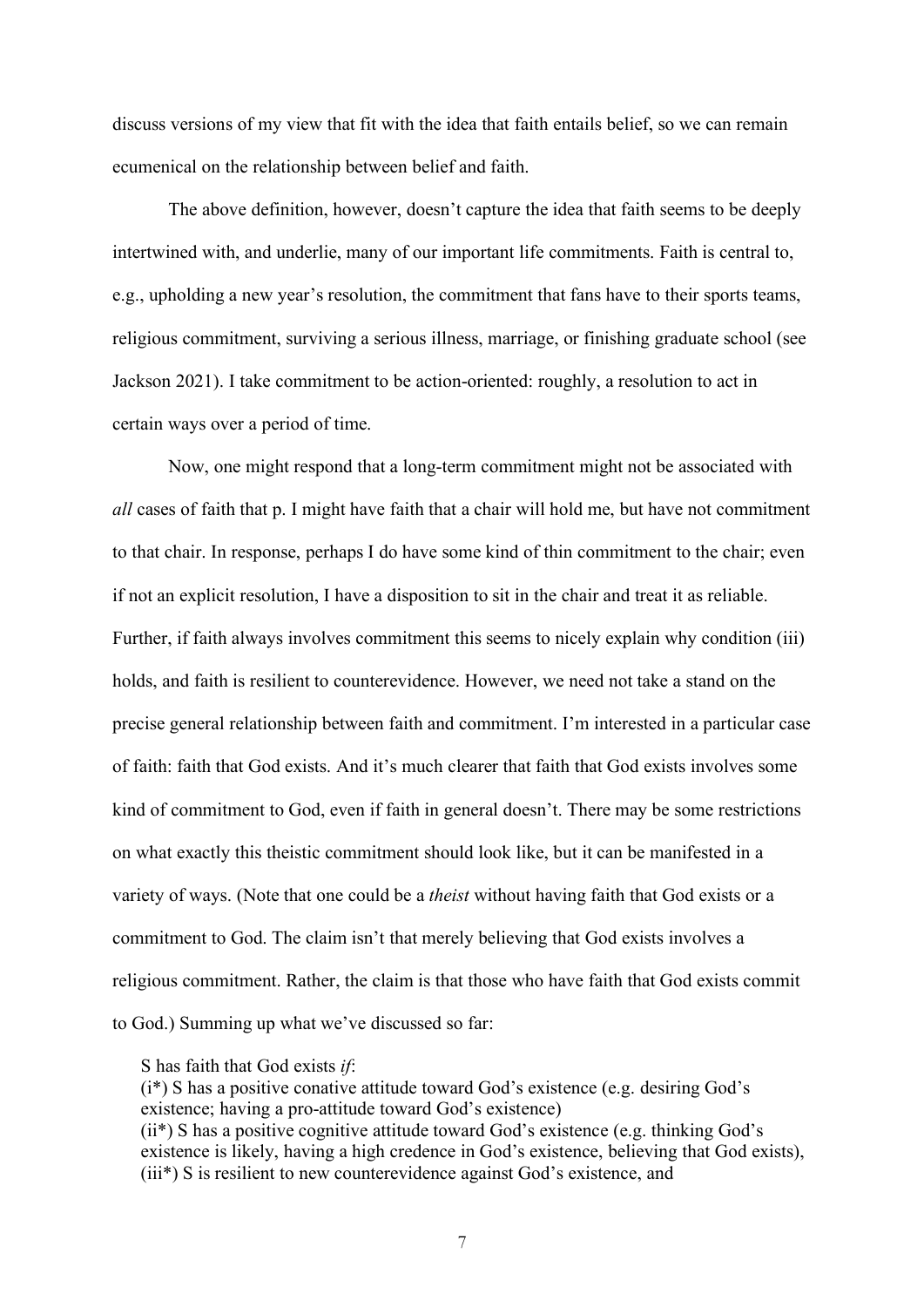discuss versions of my view that fit with the idea that faith entails belief, so we can remain ecumenical on the relationship between belief and faith.

The above definition, however, doesn't capture the idea that faith seems to be deeply intertwined with, and underlie, many of our important life commitments. Faith is central to, e.g., upholding a new year's resolution, the commitment that fans have to their sports teams, religious commitment, surviving a serious illness, marriage, or finishing graduate school (see Jackson 2021). I take commitment to be action-oriented: roughly, a resolution to act in certain ways over a period of time.

Now, one might respond that a long-term commitment might not be associated with *all* cases of faith that p. I might have faith that a chair will hold me, but have not commitment to that chair. In response, perhaps I do have some kind of thin commitment to the chair; even if not an explicit resolution, I have a disposition to sit in the chair and treat it as reliable. Further, if faith always involves commitment this seems to nicely explain why condition (iii) holds, and faith is resilient to counterevidence. However, we need not take a stand on the precise general relationship between faith and commitment. I'm interested in a particular case of faith: faith that God exists. And it's much clearer that faith that God exists involves some kind of commitment to God, even if faith in general doesn't. There may be some restrictions on what exactly this theistic commitment should look like, but it can be manifested in a variety of ways. (Note that one could be a *theist* without having faith that God exists or a commitment to God. The claim isn't that merely believing that God exists involves a religious commitment. Rather, the claim is that those who have faith that God exists commit to God.) Summing up what we've discussed so far:

> S has faith that God exists *if*:
> (i*) S has a positive conative attitude toward God's existence (e.g. desiring God's existence; having a pro-attitude toward God's existence)
> (ii*) S has a positive cognitive attitude toward God's existence (e.g. thinking God's existence is likely, having a high credence in God's existence, believing that God exists),
> (iii*) S is resilient to new counterevidence against God's existence, and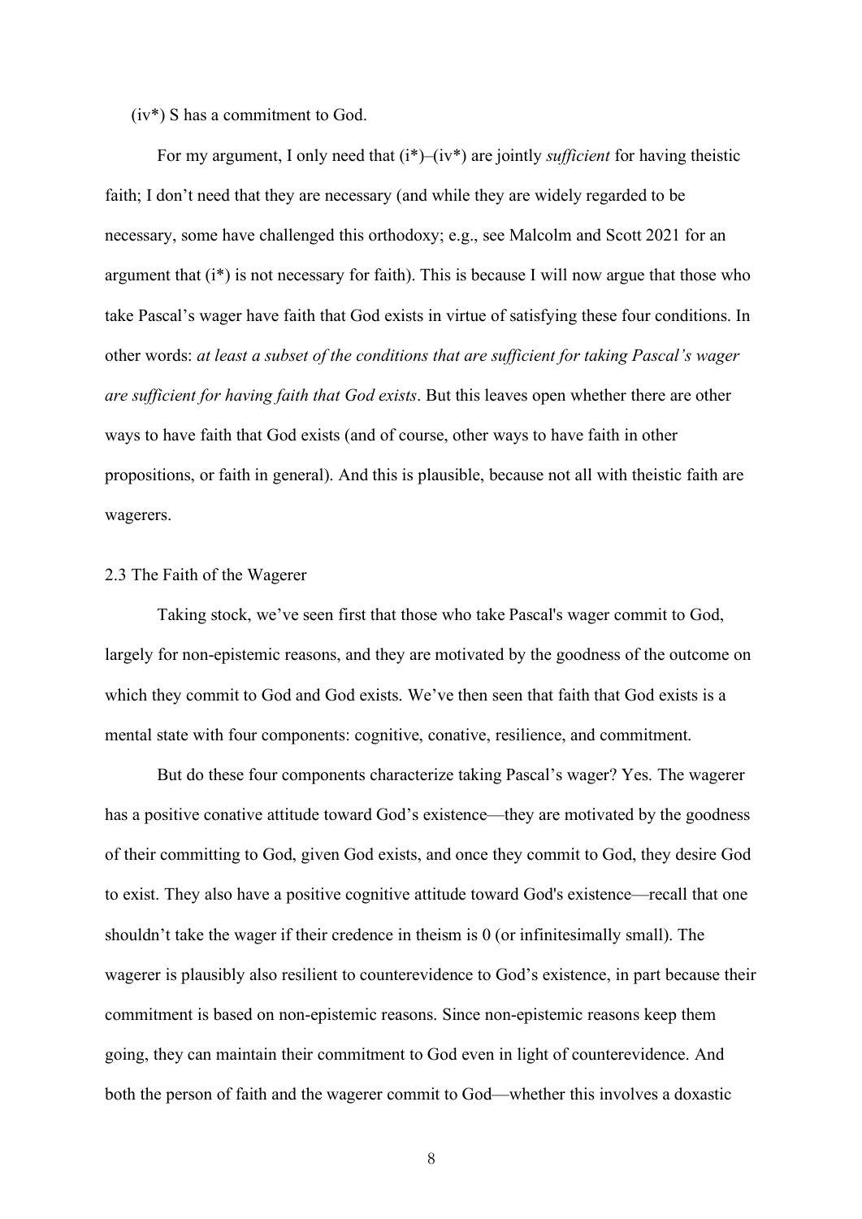(iv*) S has a commitment to God.

For my argument, I only need that (i*)–(iv*) are jointly *sufficient* for having theistic faith; I don't need that they are necessary (and while they are widely regarded to be necessary, some have challenged this orthodoxy; e.g., see Malcolm and Scott 2021 for an argument that (i*) is not necessary for faith). This is because I will now argue that those who take Pascal's wager have faith that God exists in virtue of satisfying these four conditions. In other words: *at least a subset of the conditions that are sufficient for taking Pascal's wager are sufficient for having faith that God exists*. But this leaves open whether there are other ways to have faith that God exists (and of course, other ways to have faith in other propositions, or faith in general). And this is plausible, because not all with theistic faith are wagerers.

### 2.3 The Faith of the Wagerer

Taking stock, we've seen first that those who take Pascal's wager commit to God, largely for non-epistemic reasons, and they are motivated by the goodness of the outcome on which they commit to God and God exists. We've then seen that faith that God exists is a mental state with four components: cognitive, conative, resilience, and commitment.

But do these four components characterize taking Pascal's wager? Yes. The wagerer has a positive conative attitude toward God's existence—they are motivated by the goodness of their committing to God, given God exists, and once they commit to God, they desire God to exist. They also have a positive cognitive attitude toward God's existence—recall that one shouldn't take the wager if their credence in theism is 0 (or infinitesimally small). The wagerer is plausibly also resilient to counterevidence to God's existence, in part because their commitment is based on non-epistemic reasons. Since non-epistemic reasons keep them going, they can maintain their commitment to God even in light of counterevidence. And both the person of faith and the wagerer commit to God—whether this involves a doxastic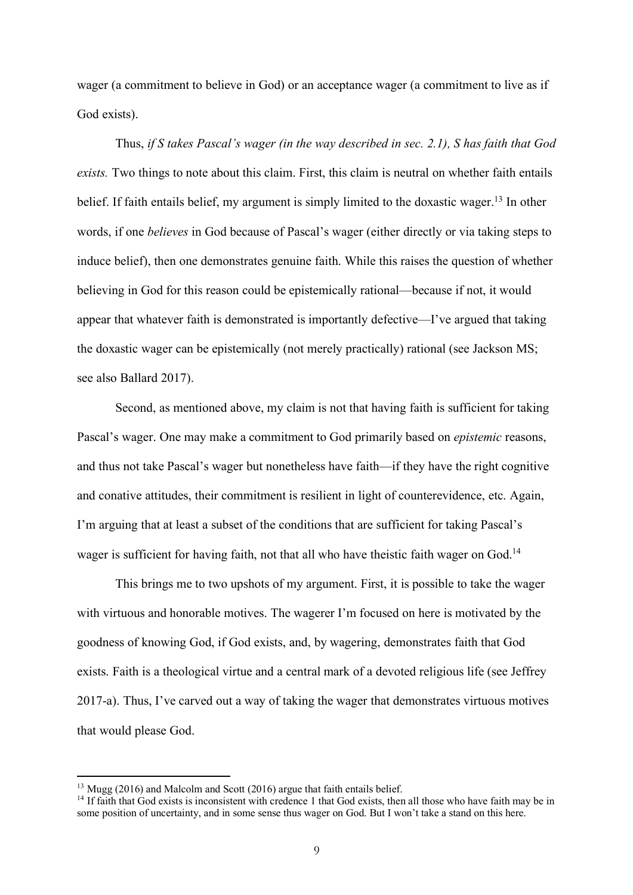wager (a commitment to believe in God) or an acceptance wager (a commitment to live as if God exists).

Thus, *if S takes Pascal's wager (in the way described in sec. 2.1), S has faith that God exists.* Two things to note about this claim. First, this claim is neutral on whether faith entails belief. If faith entails belief, my argument is simply limited to the doxastic wager.[13] In other words, if one *believes* in God because of Pascal's wager (either directly or via taking steps to induce belief), then one demonstrates genuine faith. While this raises the question of whether believing in God for this reason could be epistemically rational—because if not, it would appear that whatever faith is demonstrated is importantly defective—I've argued that taking the doxastic wager can be epistemically (not merely practically) rational (see Jackson MS; see also Ballard 2017).

Second, as mentioned above, my claim is not that having faith is sufficient for taking Pascal's wager. One may make a commitment to God primarily based on *epistemic* reasons, and thus not take Pascal's wager but nonetheless have faith—if they have the right cognitive and conative attitudes, their commitment is resilient in light of counterevidence, etc. Again, I'm arguing that at least a subset of the conditions that are sufficient for taking Pascal's wager is sufficient for having faith, not that all who have theistic faith wager on God.[14]

This brings me to two upshots of my argument. First, it is possible to take the wager with virtuous and honorable motives. The wagerer I'm focused on here is motivated by the goodness of knowing God, if God exists, and, by wagering, demonstrates faith that God exists. Faith is a theological virtue and a central mark of a devoted religious life (see Jeffrey 2017-a). Thus, I've carved out a way of taking the wager that demonstrates virtuous motives that would please God.

[13] Mugg (2016) and Malcolm and Scott (2016) argue that faith entails belief.

[14] If faith that God exists is inconsistent with credence 1 that God exists, then all those who have faith may be in some position of uncertainty, and in some sense thus wager on God. But I won't take a stand on this here.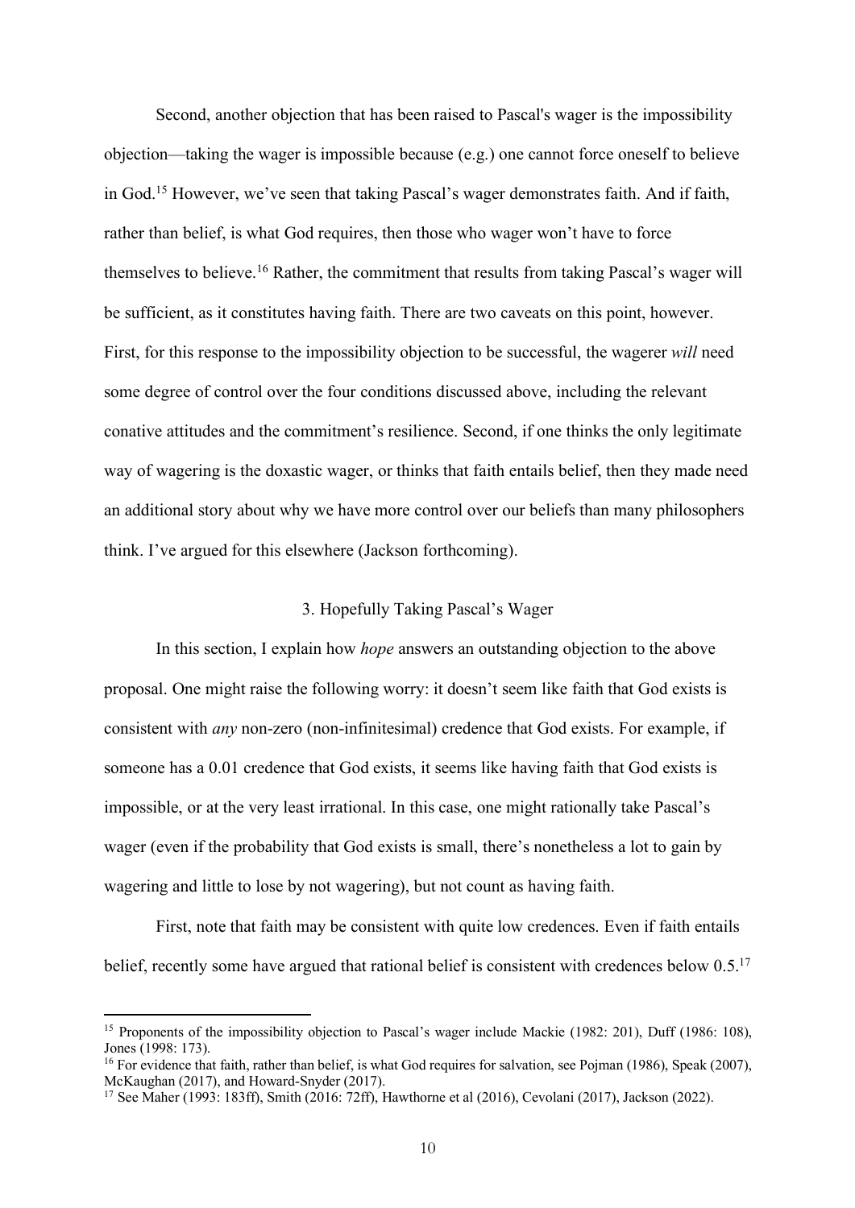Second, another objection that has been raised to Pascal's wager is the impossibility objection—taking the wager is impossible because (e.g.) one cannot force oneself to believe in God.[15] However, we've seen that taking Pascal's wager demonstrates faith. And if faith, rather than belief, is what God requires, then those who wager won't have to force themselves to believe.[16] Rather, the commitment that results from taking Pascal's wager will be sufficient, as it constitutes having faith. There are two caveats on this point, however. First, for this response to the impossibility objection to be successful, the wagerer *will* need some degree of control over the four conditions discussed above, including the relevant conative attitudes and the commitment's resilience. Second, if one thinks the only legitimate way of wagering is the doxastic wager, or thinks that faith entails belief, then they made need an additional story about why we have more control over our beliefs than many philosophers think. I've argued for this elsewhere (Jackson forthcoming).

## 3. Hopefully Taking Pascal's Wager

In this section, I explain how *hope* answers an outstanding objection to the above proposal. One might raise the following worry: it doesn't seem like faith that God exists is consistent with *any* non-zero (non-infinitesimal) credence that God exists. For example, if someone has a 0.01 credence that God exists, it seems like having faith that God exists is impossible, or at the very least irrational. In this case, one might rationally take Pascal's wager (even if the probability that God exists is small, there's nonetheless a lot to gain by wagering and little to lose by not wagering), but not count as having faith.

First, note that faith may be consistent with quite low credences. Even if faith entails belief, recently some have argued that rational belief is consistent with credences below 0.5.[17]

---

[15] Proponents of the impossibility objection to Pascal's wager include Mackie (1982: 201), Duff (1986: 108), Jones (1998: 173).

[16] For evidence that faith, rather than belief, is what God requires for salvation, see Pojman (1986), Speak (2007), McKaughan (2017), and Howard-Snyder (2017).

[17] See Maher (1993: 183ff), Smith (2016: 72ff), Hawthorne et al (2016), Cevolani (2017), Jackson (2022).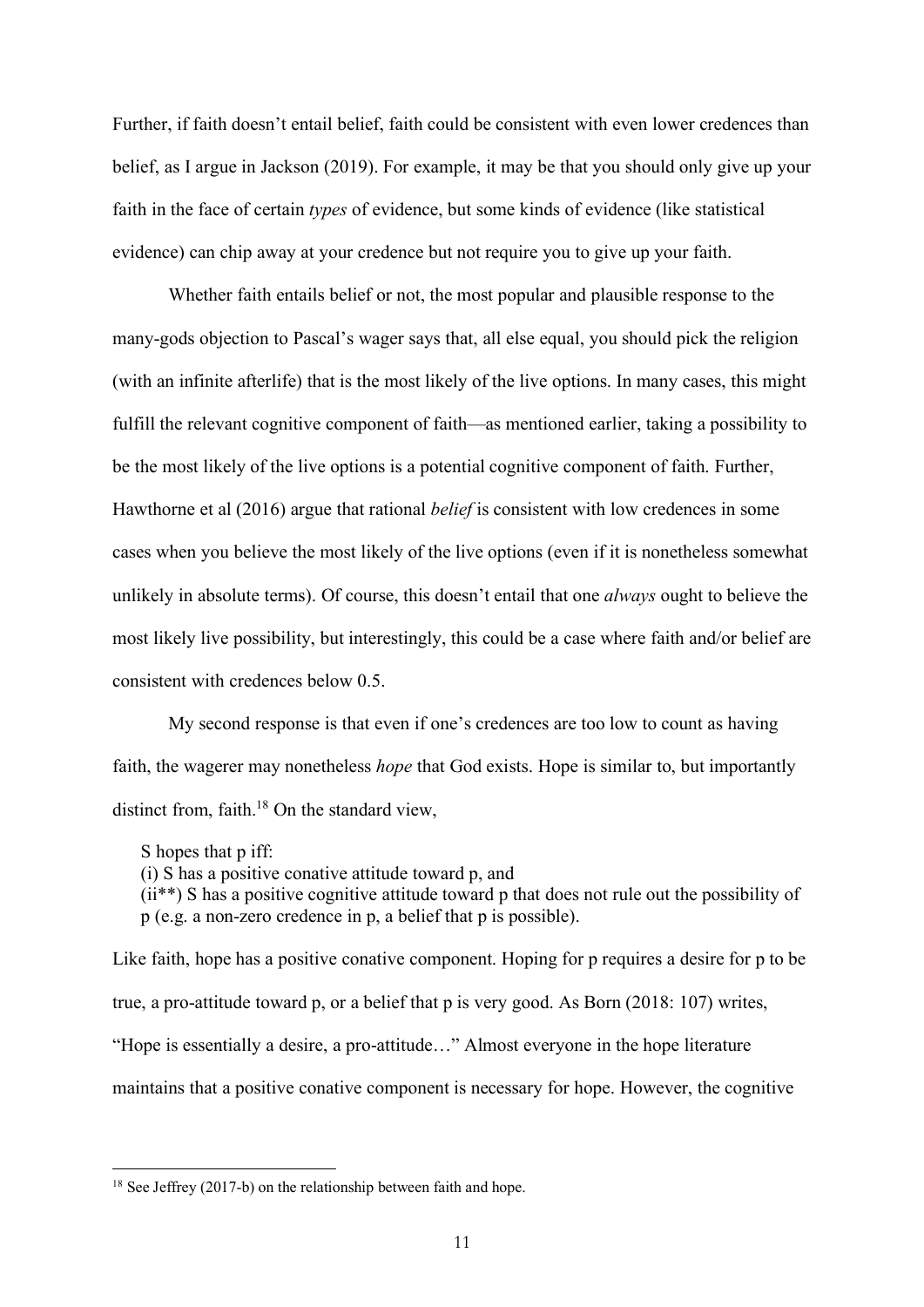Further, if faith doesn't entail belief, faith could be consistent with even lower credences than belief, as I argue in Jackson (2019). For example, it may be that you should only give up your faith in the face of certain *types* of evidence, but some kinds of evidence (like statistical evidence) can chip away at your credence but not require you to give up your faith.

Whether faith entails belief or not, the most popular and plausible response to the many-gods objection to Pascal's wager says that, all else equal, you should pick the religion (with an infinite afterlife) that is the most likely of the live options. In many cases, this might fulfill the relevant cognitive component of faith—as mentioned earlier, taking a possibility to be the most likely of the live options is a potential cognitive component of faith. Further, Hawthorne et al (2016) argue that rational *belief* is consistent with low credences in some cases when you believe the most likely of the live options (even if it is nonetheless somewhat unlikely in absolute terms). Of course, this doesn't entail that one *always* ought to believe the most likely live possibility, but interestingly, this could be a case where faith and/or belief are consistent with credences below 0.5.

My second response is that even if one's credences are too low to count as having faith, the wagerer may nonetheless *hope* that God exists. Hope is similar to, but importantly distinct from, faith.[18] On the standard view,

> S hopes that p iff:
> (i) S has a positive conative attitude toward p, and
> (ii**) S has a positive cognitive attitude toward p that does not rule out the possibility of p (e.g. a non-zero credence in p, a belief that p is possible).

Like faith, hope has a positive conative component. Hoping for p requires a desire for p to be true, a pro-attitude toward p, or a belief that p is very good. As Born (2018: 107) writes, "Hope is essentially a desire, a pro-attitude…" Almost everyone in the hope literature maintains that a positive conative component is necessary for hope. However, the cognitive

[18] See Jeffrey (2017-b) on the relationship between faith and hope.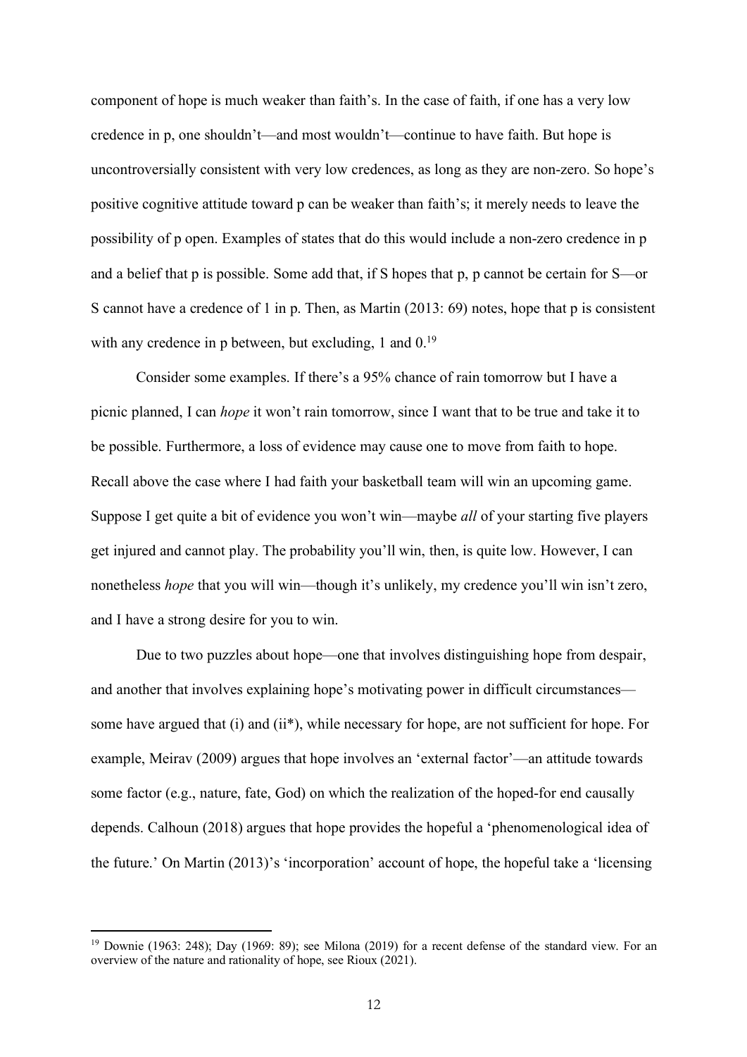component of hope is much weaker than faith's. In the case of faith, if one has a very low credence in p, one shouldn't—and most wouldn't—continue to have faith. But hope is uncontroversially consistent with very low credences, as long as they are non-zero. So hope's positive cognitive attitude toward p can be weaker than faith's; it merely needs to leave the possibility of p open. Examples of states that do this would include a non-zero credence in p and a belief that p is possible. Some add that, if S hopes that p, p cannot be certain for S—or S cannot have a credence of 1 in p. Then, as Martin (2013: 69) notes, hope that p is consistent with any credence in p between, but excluding, 1 and 0.[19]

Consider some examples. If there's a 95% chance of rain tomorrow but I have a picnic planned, I can *hope* it won't rain tomorrow, since I want that to be true and take it to be possible. Furthermore, a loss of evidence may cause one to move from faith to hope. Recall above the case where I had faith your basketball team will win an upcoming game. Suppose I get quite a bit of evidence you won't win—maybe *all* of your starting five players get injured and cannot play. The probability you'll win, then, is quite low. However, I can nonetheless *hope* that you will win—though it's unlikely, my credence you'll win isn't zero, and I have a strong desire for you to win.

Due to two puzzles about hope—one that involves distinguishing hope from despair, and another that involves explaining hope's motivating power in difficult circumstances—some have argued that (i) and (ii*), while necessary for hope, are not sufficient for hope. For example, Meirav (2009) argues that hope involves an 'external factor'—an attitude towards some factor (e.g., nature, fate, God) on which the realization of the hoped-for end causally depends. Calhoun (2018) argues that hope provides the hopeful a 'phenomenological idea of the future.' On Martin (2013)'s 'incorporation' account of hope, the hopeful take a 'licensing

[19] Downie (1963: 248); Day (1969: 89); see Milona (2019) for a recent defense of the standard view. For an overview of the nature and rationality of hope, see Rioux (2021).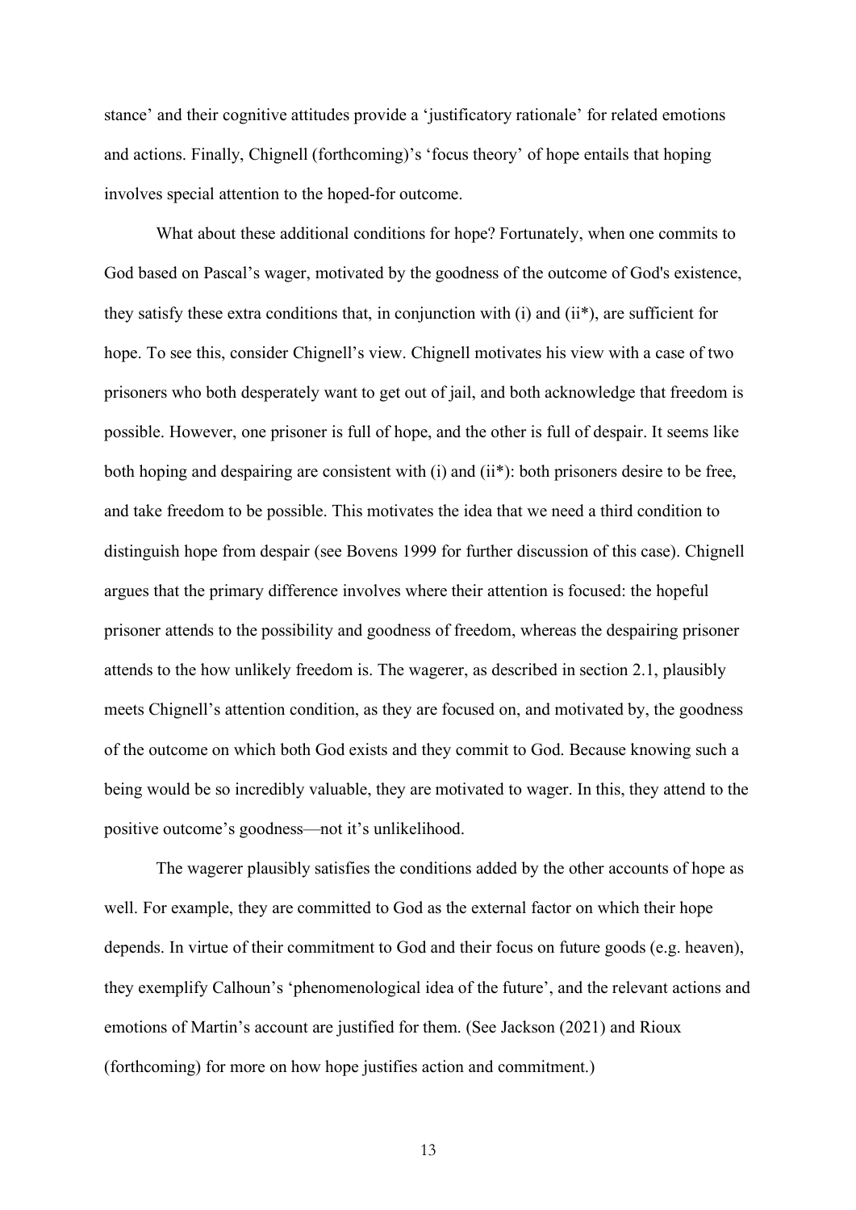stance' and their cognitive attitudes provide a 'justificatory rationale' for related emotions and actions. Finally, Chignell (forthcoming)'s 'focus theory' of hope entails that hoping involves special attention to the hoped-for outcome.

What about these additional conditions for hope? Fortunately, when one commits to God based on Pascal's wager, motivated by the goodness of the outcome of God's existence, they satisfy these extra conditions that, in conjunction with (i) and (ii*), are sufficient for hope. To see this, consider Chignell's view. Chignell motivates his view with a case of two prisoners who both desperately want to get out of jail, and both acknowledge that freedom is possible. However, one prisoner is full of hope, and the other is full of despair. It seems like both hoping and despairing are consistent with (i) and (ii*): both prisoners desire to be free, and take freedom to be possible. This motivates the idea that we need a third condition to distinguish hope from despair (see Bovens 1999 for further discussion of this case). Chignell argues that the primary difference involves where their attention is focused: the hopeful prisoner attends to the possibility and goodness of freedom, whereas the despairing prisoner attends to the how unlikely freedom is. The wagerer, as described in section 2.1, plausibly meets Chignell's attention condition, as they are focused on, and motivated by, the goodness of the outcome on which both God exists and they commit to God. Because knowing such a being would be so incredibly valuable, they are motivated to wager. In this, they attend to the positive outcome's goodness—not it's unlikelihood.

The wagerer plausibly satisfies the conditions added by the other accounts of hope as well. For example, they are committed to God as the external factor on which their hope depends. In virtue of their commitment to God and their focus on future goods (e.g. heaven), they exemplify Calhoun's 'phenomenological idea of the future', and the relevant actions and emotions of Martin's account are justified for them. (See Jackson (2021) and Rioux (forthcoming) for more on how hope justifies action and commitment.)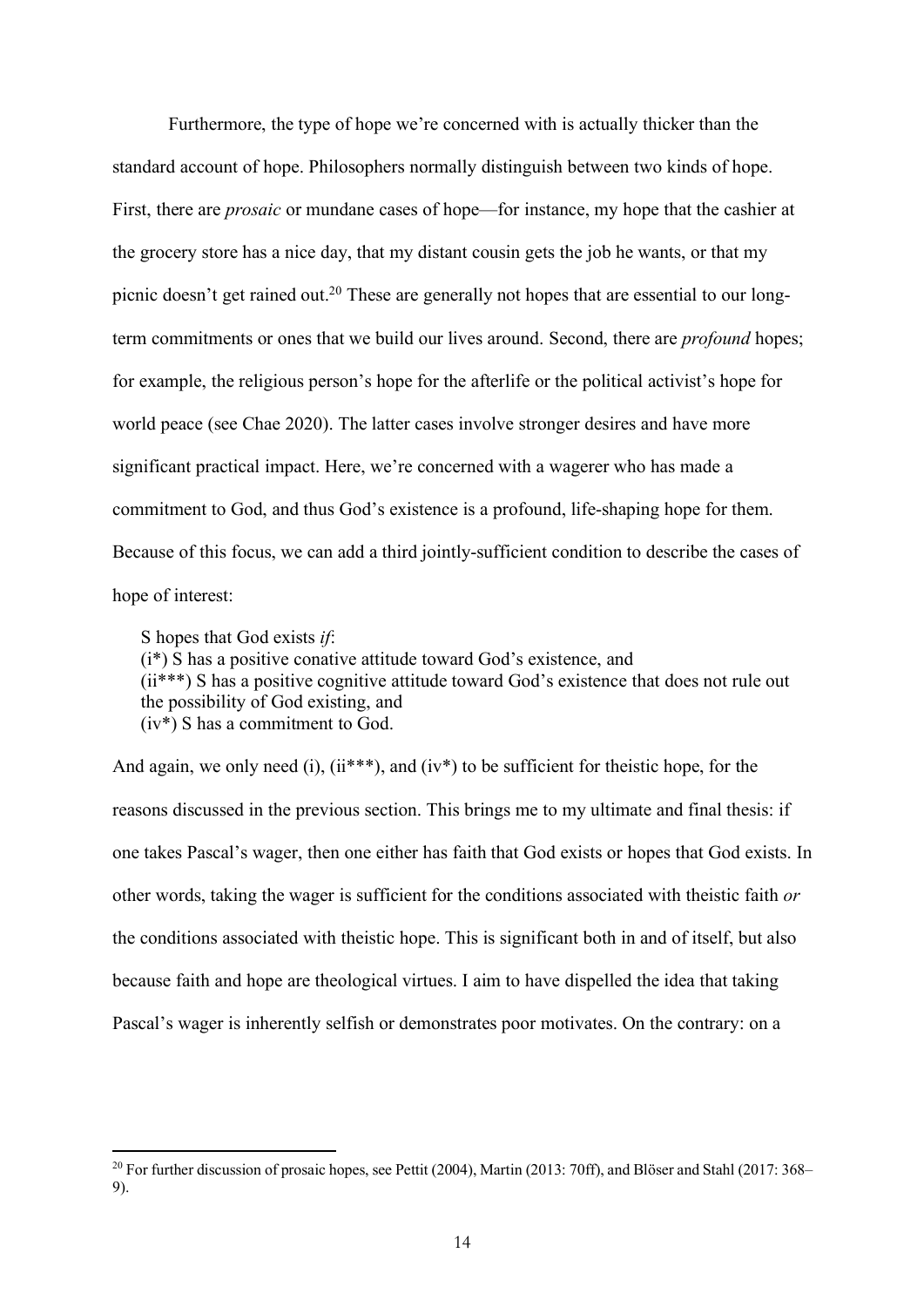Furthermore, the type of hope we're concerned with is actually thicker than the standard account of hope. Philosophers normally distinguish between two kinds of hope. First, there are *prosaic* or mundane cases of hope—for instance, my hope that the cashier at the grocery store has a nice day, that my distant cousin gets the job he wants, or that my picnic doesn't get rained out.[20] These are generally not hopes that are essential to our long-term commitments or ones that we build our lives around. Second, there are *profound* hopes; for example, the religious person's hope for the afterlife or the political activist's hope for world peace (see Chae 2020). The latter cases involve stronger desires and have more significant practical impact. Here, we're concerned with a wagerer who has made a commitment to God, and thus God's existence is a profound, life-shaping hope for them. Because of this focus, we can add a third jointly-sufficient condition to describe the cases of hope of interest:

> S hopes that God exists *if*:
> (i*) S has a positive conative attitude toward God's existence, and
> (ii***) S has a positive cognitive attitude toward God's existence that does not rule out the possibility of God existing, and
> (iv*) S has a commitment to God.

And again, we only need (i), (ii***), and (iv*) to be sufficient for theistic hope, for the reasons discussed in the previous section. This brings me to my ultimate and final thesis: if one takes Pascal's wager, then one either has faith that God exists or hopes that God exists. In other words, taking the wager is sufficient for the conditions associated with theistic faith *or* the conditions associated with theistic hope. This is significant both in and of itself, but also because faith and hope are theological virtues. I aim to have dispelled the idea that taking Pascal's wager is inherently selfish or demonstrates poor motivates. On the contrary: on a

---

[20] For further discussion of prosaic hopes, see Pettit (2004), Martin (2013: 70ff), and Blöser and Stahl (2017: 368–9).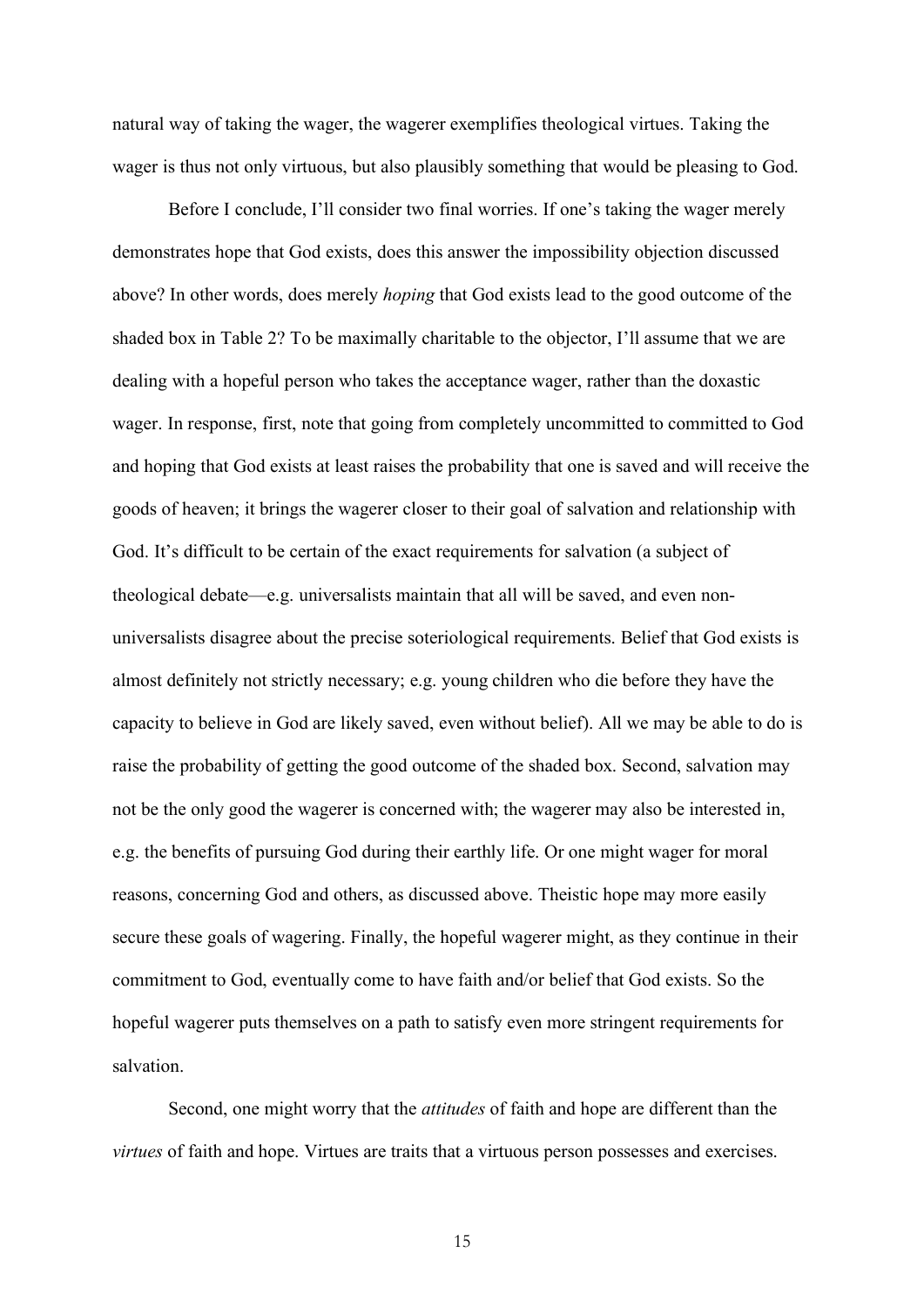natural way of taking the wager, the wagerer exemplifies theological virtues. Taking the wager is thus not only virtuous, but also plausibly something that would be pleasing to God.

Before I conclude, I'll consider two final worries. If one's taking the wager merely demonstrates hope that God exists, does this answer the impossibility objection discussed above? In other words, does merely *hoping* that God exists lead to the good outcome of the shaded box in Table 2? To be maximally charitable to the objector, I'll assume that we are dealing with a hopeful person who takes the acceptance wager, rather than the doxastic wager. In response, first, note that going from completely uncommitted to committed to God and hoping that God exists at least raises the probability that one is saved and will receive the goods of heaven; it brings the wagerer closer to their goal of salvation and relationship with God. It's difficult to be certain of the exact requirements for salvation (a subject of theological debate—e.g. universalists maintain that all will be saved, and even non-universalists disagree about the precise soteriological requirements. Belief that God exists is almost definitely not strictly necessary; e.g. young children who die before they have the capacity to believe in God are likely saved, even without belief). All we may be able to do is raise the probability of getting the good outcome of the shaded box. Second, salvation may not be the only good the wagerer is concerned with; the wagerer may also be interested in, e.g. the benefits of pursuing God during their earthly life. Or one might wager for moral reasons, concerning God and others, as discussed above. Theistic hope may more easily secure these goals of wagering. Finally, the hopeful wagerer might, as they continue in their commitment to God, eventually come to have faith and/or belief that God exists. So the hopeful wagerer puts themselves on a path to satisfy even more stringent requirements for salvation.

Second, one might worry that the *attitudes* of faith and hope are different than the *virtues* of faith and hope. Virtues are traits that a virtuous person possesses and exercises.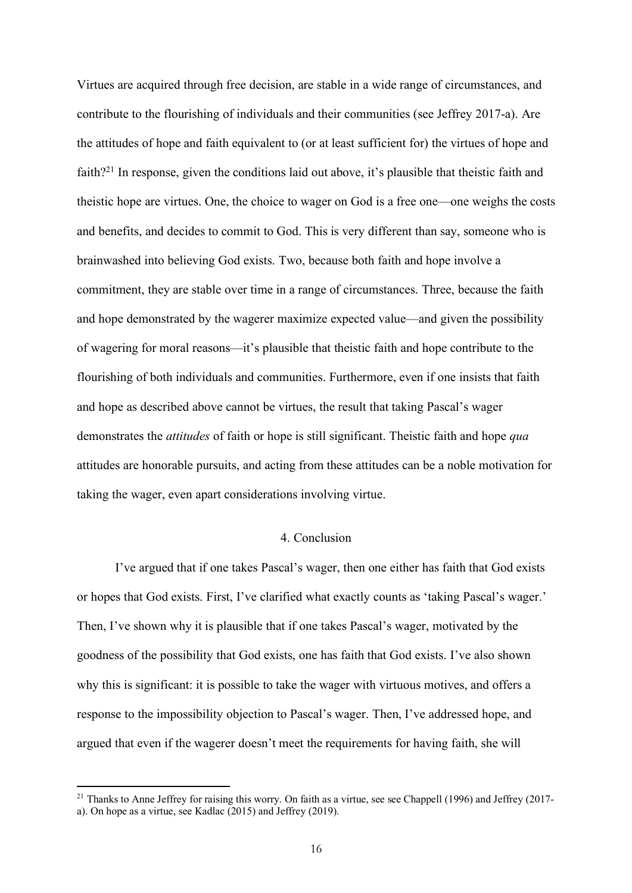Virtues are acquired through free decision, are stable in a wide range of circumstances, and contribute to the flourishing of individuals and their communities (see Jeffrey 2017-a). Are the attitudes of hope and faith equivalent to (or at least sufficient for) the virtues of hope and faith?[21] In response, given the conditions laid out above, it's plausible that theistic faith and theistic hope are virtues. One, the choice to wager on God is a free one—one weighs the costs and benefits, and decides to commit to God. This is very different than say, someone who is brainwashed into believing God exists. Two, because both faith and hope involve a commitment, they are stable over time in a range of circumstances. Three, because the faith and hope demonstrated by the wagerer maximize expected value—and given the possibility of wagering for moral reasons—it's plausible that theistic faith and hope contribute to the flourishing of both individuals and communities. Furthermore, even if one insists that faith and hope as described above cannot be virtues, the result that taking Pascal's wager demonstrates the *attitudes* of faith or hope is still significant. Theistic faith and hope *qua* attitudes are honorable pursuits, and acting from these attitudes can be a noble motivation for taking the wager, even apart considerations involving virtue.

## 4. Conclusion

I've argued that if one takes Pascal's wager, then one either has faith that God exists or hopes that God exists. First, I've clarified what exactly counts as 'taking Pascal's wager.' Then, I've shown why it is plausible that if one takes Pascal's wager, motivated by the goodness of the possibility that God exists, one has faith that God exists. I've also shown why this is significant: it is possible to take the wager with virtuous motives, and offers a response to the impossibility objection to Pascal's wager. Then, I've addressed hope, and argued that even if the wagerer doesn't meet the requirements for having faith, she will

[21] Thanks to Anne Jeffrey for raising this worry. On faith as a virtue, see see Chappell (1996) and Jeffrey (2017-a). On hope as a virtue, see Kadlac (2015) and Jeffrey (2019).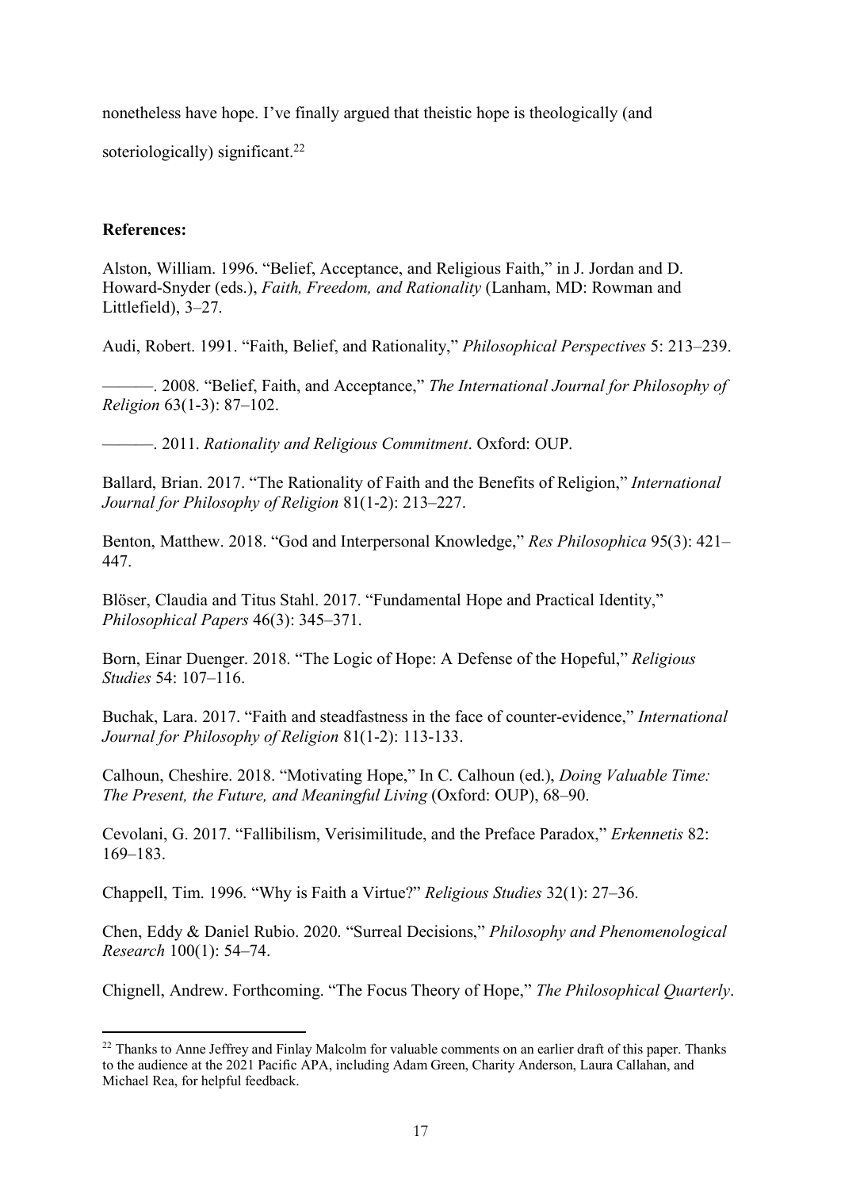nonetheless have hope. I've finally argued that theistic hope is theologically (and soteriologically) significant.[22]

**References:**

Alston, William. 1996. "Belief, Acceptance, and Religious Faith," in J. Jordan and D. Howard-Snyder (eds.), *Faith, Freedom, and Rationality* (Lanham, MD: Rowman and Littlefield), 3–27.

Audi, Robert. 1991. "Faith, Belief, and Rationality," *Philosophical Perspectives* 5: 213–239.

———. 2008. "Belief, Faith, and Acceptance," *The International Journal for Philosophy of Religion* 63(1-3): 87–102.

———. 2011. *Rationality and Religious Commitment*. Oxford: OUP.

Ballard, Brian. 2017. "The Rationality of Faith and the Benefits of Religion," *International Journal for Philosophy of Religion* 81(1-2): 213–227.

Benton, Matthew. 2018. "God and Interpersonal Knowledge," *Res Philosophica* 95(3): 421–447.

Blöser, Claudia and Titus Stahl. 2017. "Fundamental Hope and Practical Identity," *Philosophical Papers* 46(3): 345–371.

Born, Einar Duenger. 2018. "The Logic of Hope: A Defense of the Hopeful," *Religious Studies* 54: 107–116.

Buchak, Lara. 2017. "Faith and steadfastness in the face of counter-evidence," *International Journal for Philosophy of Religion* 81(1-2): 113-133.

Calhoun, Cheshire. 2018. "Motivating Hope," In C. Calhoun (ed.), *Doing Valuable Time: The Present, the Future, and Meaningful Living* (Oxford: OUP), 68–90.

Cevolani, G. 2017. "Fallibilism, Verisimilitude, and the Preface Paradox," *Erkennetis* 82: 169–183.

Chappell, Tim. 1996. "Why is Faith a Virtue?" *Religious Studies* 32(1): 27–36.

Chen, Eddy & Daniel Rubio. 2020. "Surreal Decisions," *Philosophy and Phenomenological Research* 100(1): 54–74.

Chignell, Andrew. Forthcoming. "The Focus Theory of Hope," *The Philosophical Quarterly*.

[22] Thanks to Anne Jeffrey and Finlay Malcolm for valuable comments on an earlier draft of this paper. Thanks to the audience at the 2021 Pacific APA, including Adam Green, Charity Anderson, Laura Callahan, and Michael Rea, for helpful feedback.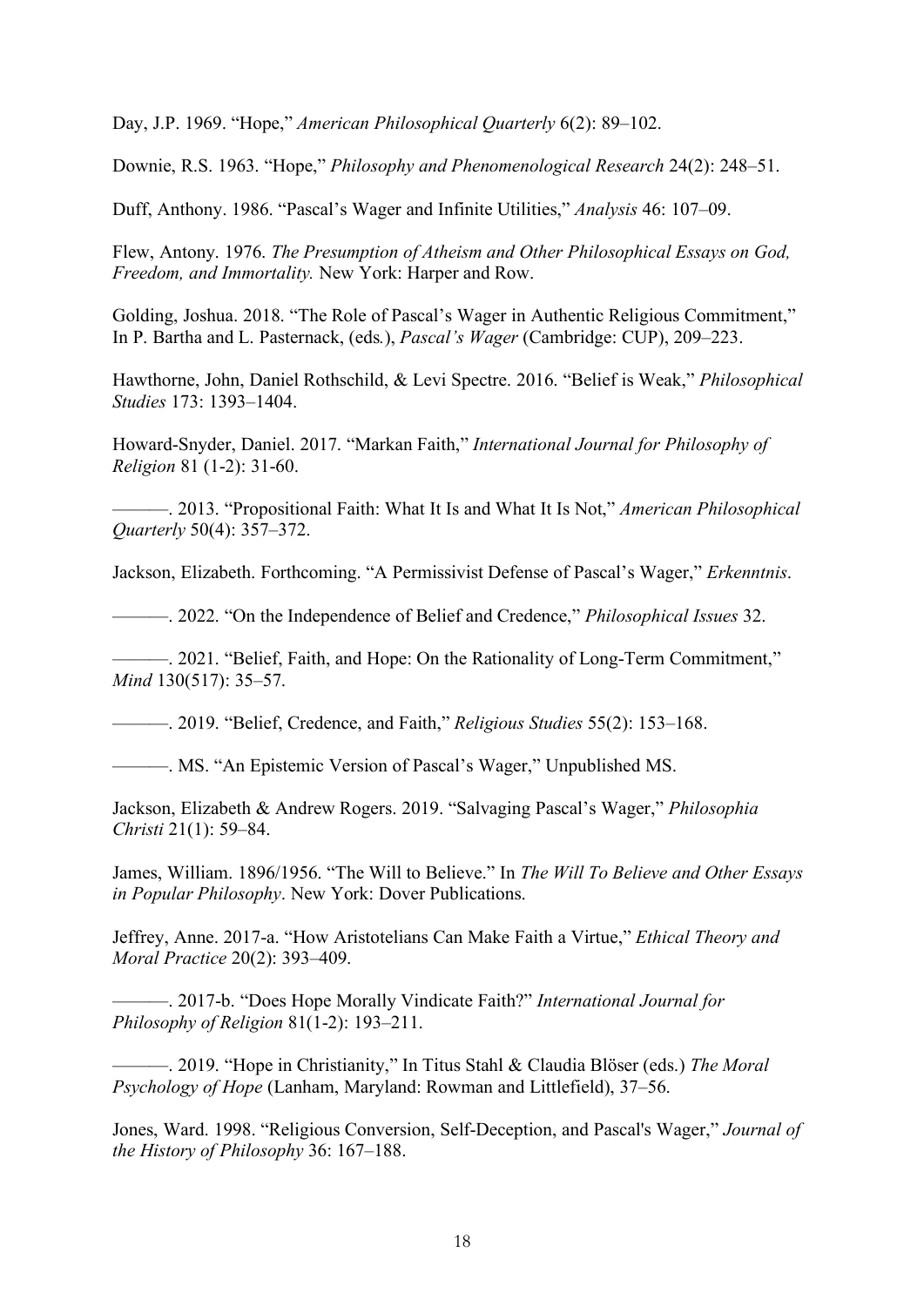Day, J.P. 1969. "Hope," *American Philosophical Quarterly* 6(2): 89–102.

Downie, R.S. 1963. "Hope," *Philosophy and Phenomenological Research* 24(2): 248–51.

Duff, Anthony. 1986. "Pascal's Wager and Infinite Utilities," *Analysis* 46: 107–09.

Flew, Antony. 1976. *The Presumption of Atheism and Other Philosophical Essays on God, Freedom, and Immortality.* New York: Harper and Row.

Golding, Joshua. 2018. "The Role of Pascal's Wager in Authentic Religious Commitment," In P. Bartha and L. Pasternack, (eds.), *Pascal's Wager* (Cambridge: CUP), 209–223.

Hawthorne, John, Daniel Rothschild, & Levi Spectre. 2016. "Belief is Weak," *Philosophical Studies* 173: 1393–1404.

Howard-Snyder, Daniel. 2017. "Markan Faith," *International Journal for Philosophy of Religion* 81 (1-2): 31-60.

———. 2013. "Propositional Faith: What It Is and What It Is Not," *American Philosophical Quarterly* 50(4): 357–372.

Jackson, Elizabeth. Forthcoming. "A Permissivist Defense of Pascal's Wager," *Erkenntnis*.

———. 2022. "On the Independence of Belief and Credence," *Philosophical Issues* 32.

———. 2021. "Belief, Faith, and Hope: On the Rationality of Long-Term Commitment," *Mind* 130(517): 35–57.

———. 2019. "Belief, Credence, and Faith," *Religious Studies* 55(2): 153–168.

———. MS. "An Epistemic Version of Pascal's Wager," Unpublished MS.

Jackson, Elizabeth & Andrew Rogers. 2019. "Salvaging Pascal's Wager," *Philosophia Christi* 21(1): 59–84.

James, William. 1896/1956. "The Will to Believe." In *The Will To Believe and Other Essays in Popular Philosophy*. New York: Dover Publications.

Jeffrey, Anne. 2017-a. "How Aristotelians Can Make Faith a Virtue," *Ethical Theory and Moral Practice* 20(2): 393–409.

———. 2017-b. "Does Hope Morally Vindicate Faith?" *International Journal for Philosophy of Religion* 81(1-2): 193–211.

———. 2019. "Hope in Christianity," In Titus Stahl & Claudia Blöser (eds.) *The Moral Psychology of Hope* (Lanham, Maryland: Rowman and Littlefield), 37–56.

Jones, Ward. 1998. "Religious Conversion, Self-Deception, and Pascal's Wager," *Journal of the History of Philosophy* 36: 167–188.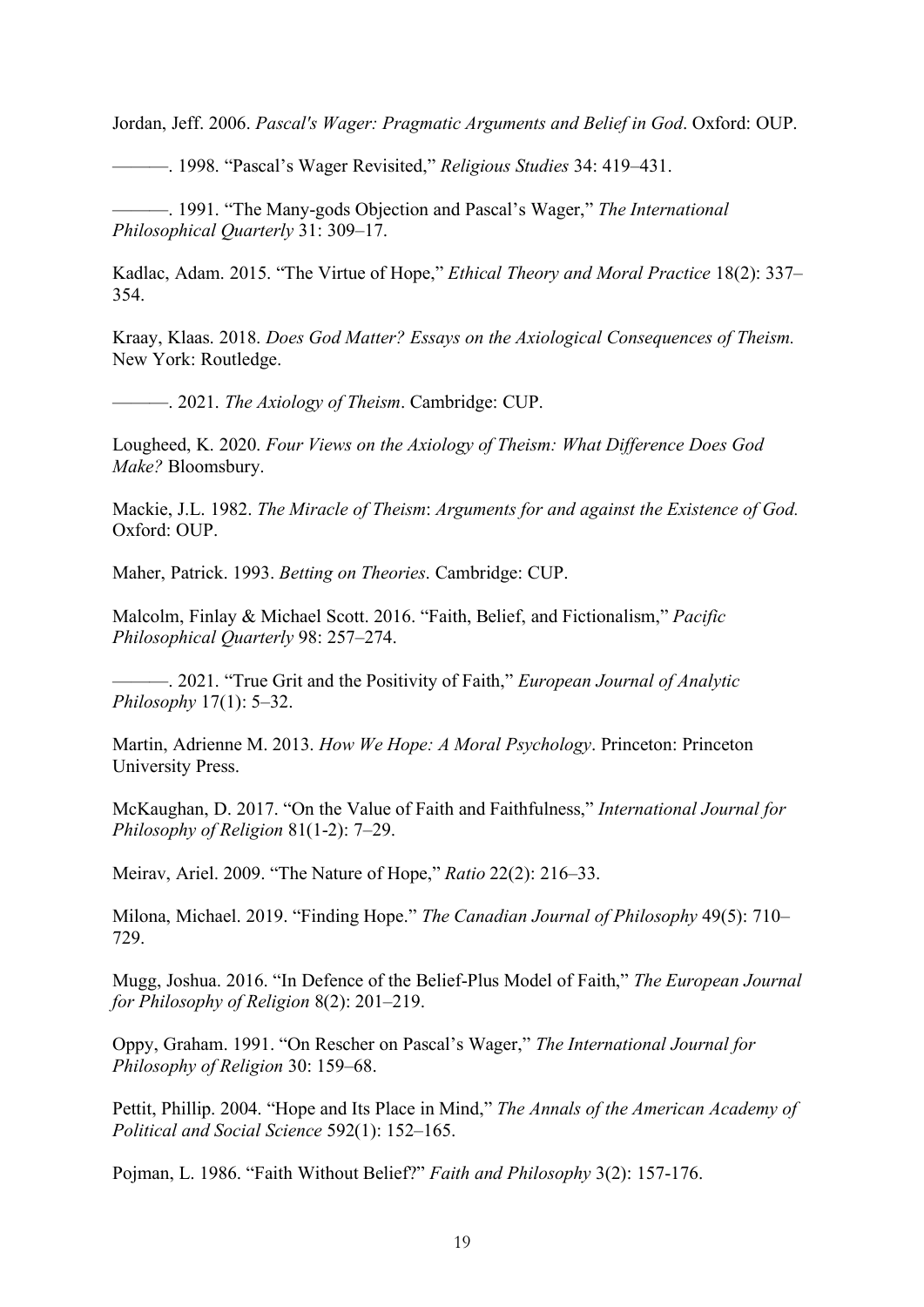Jordan, Jeff. 2006. *Pascal's Wager: Pragmatic Arguments and Belief in God*. Oxford: OUP.

———. 1998. "Pascal's Wager Revisited," *Religious Studies* 34: 419–431.

———. 1991. "The Many-gods Objection and Pascal's Wager," *The International Philosophical Quarterly* 31: 309–17.

Kadlac, Adam. 2015. "The Virtue of Hope," *Ethical Theory and Moral Practice* 18(2): 337–354.

Kraay, Klaas. 2018. *Does God Matter? Essays on the Axiological Consequences of Theism.* New York: Routledge.

———. 2021. *The Axiology of Theism*. Cambridge: CUP.

Lougheed, K. 2020. *Four Views on the Axiology of Theism: What Difference Does God Make?* Bloomsbury.

Mackie, J.L. 1982. *The Miracle of Theism*: *Arguments for and against the Existence of God.* Oxford: OUP.

Maher, Patrick. 1993. *Betting on Theories*. Cambridge: CUP.

Malcolm, Finlay & Michael Scott. 2016. "Faith, Belief, and Fictionalism," *Pacific Philosophical Quarterly* 98: 257–274.

———. 2021. "True Grit and the Positivity of Faith," *European Journal of Analytic Philosophy* 17(1): 5–32.

Martin, Adrienne M. 2013. *How We Hope: A Moral Psychology*. Princeton: Princeton University Press.

McKaughan, D. 2017. "On the Value of Faith and Faithfulness," *International Journal for Philosophy of Religion* 81(1-2): 7–29.

Meirav, Ariel. 2009. "The Nature of Hope," *Ratio* 22(2): 216–33.

Milona, Michael. 2019. "Finding Hope." *The Canadian Journal of Philosophy* 49(5): 710–729.

Mugg, Joshua. 2016. "In Defence of the Belief-Plus Model of Faith," *The European Journal for Philosophy of Religion* 8(2): 201–219.

Oppy, Graham. 1991. "On Rescher on Pascal's Wager," *The International Journal for Philosophy of Religion* 30: 159–68.

Pettit, Phillip. 2004. "Hope and Its Place in Mind," *The Annals of the American Academy of Political and Social Science* 592(1): 152–165.

Pojman, L. 1986. "Faith Without Belief?" *Faith and Philosophy* 3(2): 157-176.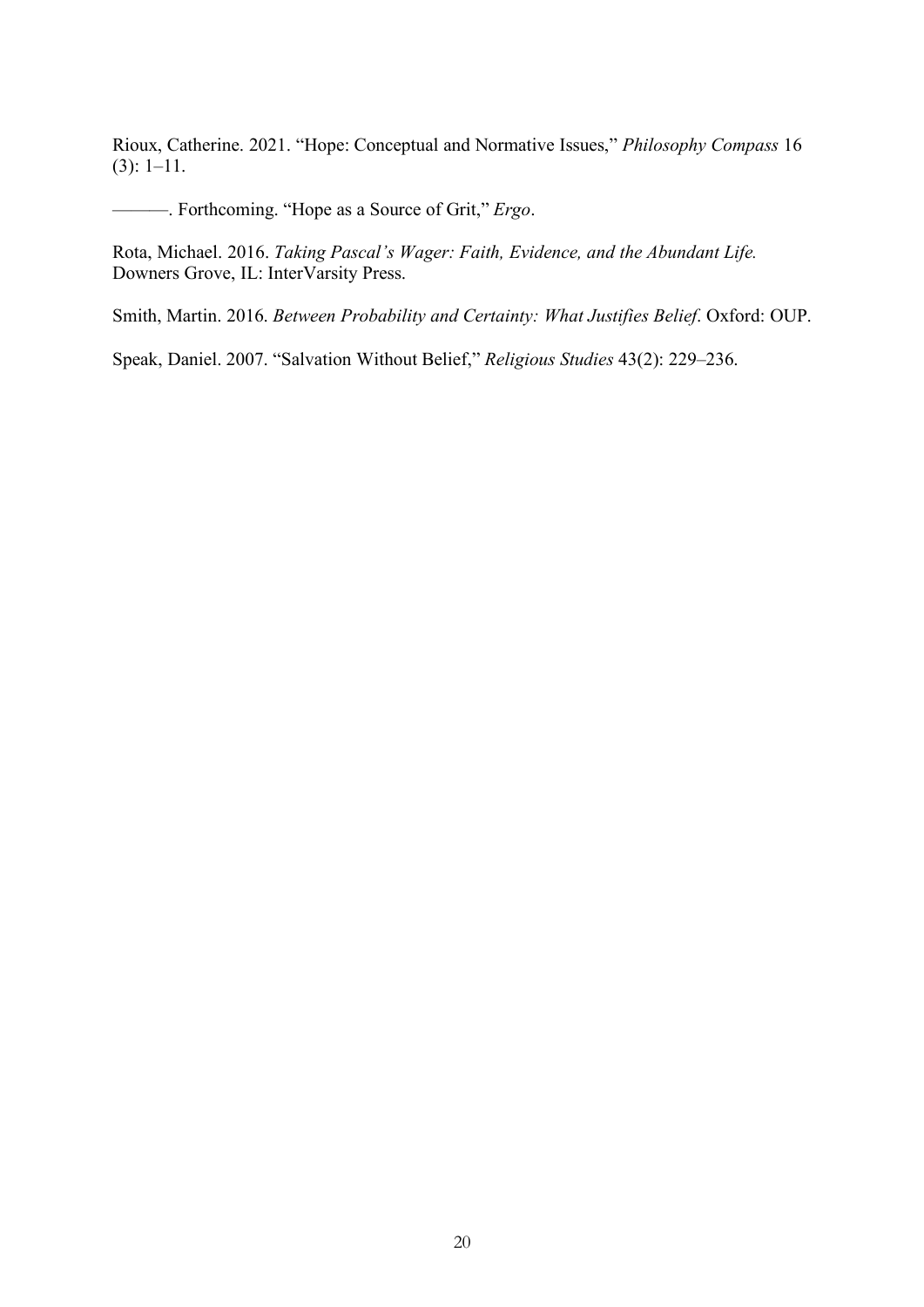Rioux, Catherine. 2021. "Hope: Conceptual and Normative Issues," *Philosophy Compass* 16 (3): 1–11.

———. Forthcoming. "Hope as a Source of Grit," *Ergo*.

Rota, Michael. 2016. *Taking Pascal's Wager: Faith, Evidence, and the Abundant Life.* Downers Grove, IL: InterVarsity Press.

Smith, Martin. 2016. *Between Probability and Certainty: What Justifies Belief*. Oxford: OUP.

Speak, Daniel. 2007. "Salvation Without Belief," *Religious Studies* 43(2): 229–236.